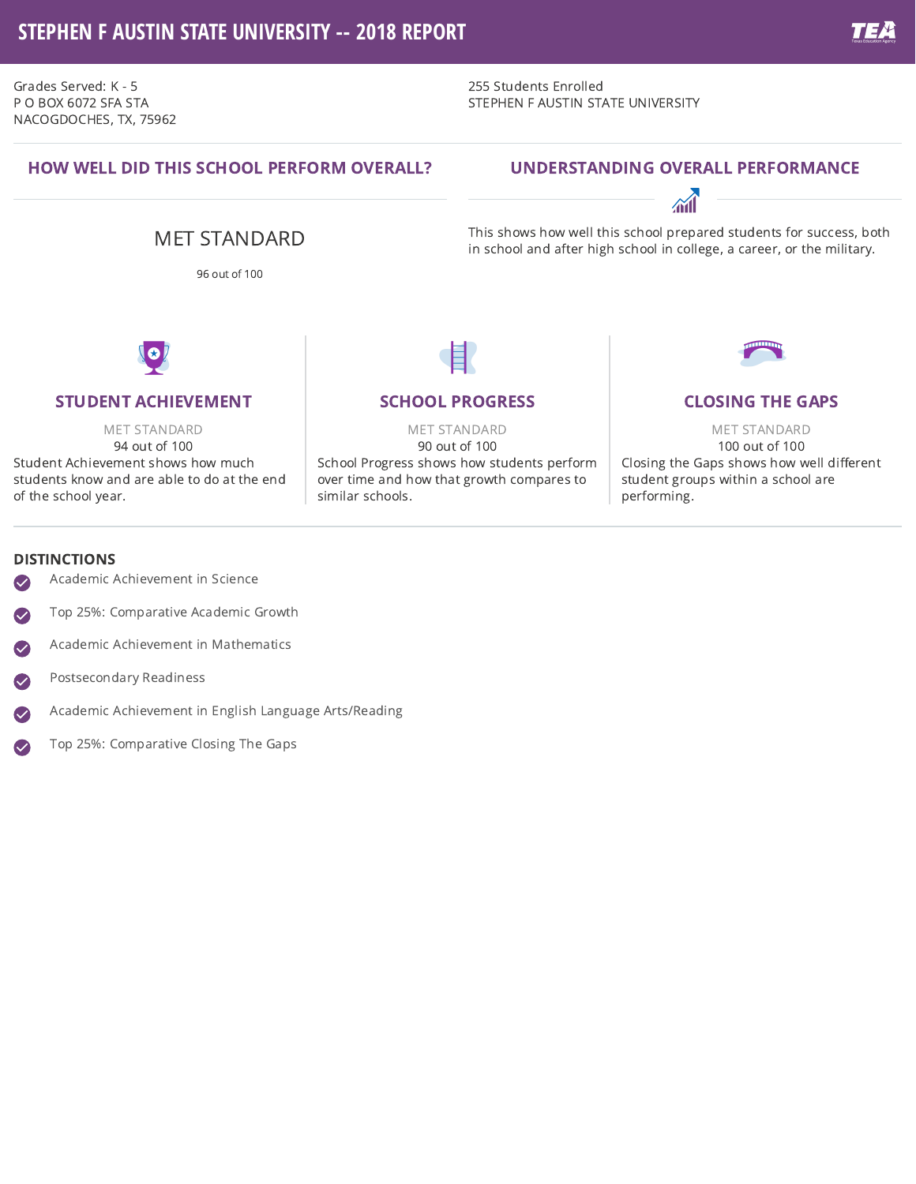# STEPHEN F AUSTIN STATE UNIVERSITY -- 2018 REPORT

Grades Served: K - 5
P O BOX 6072 SFA STA
NACOGDOCHES, TX, 75962

255 Students Enrolled
STEPHEN F AUSTIN STATE UNIVERSITY

## HOW WELL DID THIS SCHOOL PERFORM OVERALL?

MET STANDARD

96 out of 100

## UNDERSTANDING OVERALL PERFORMANCE

This shows how well this school prepared students for success, both in school and after high school in college, a career, or the military.

### STUDENT ACHIEVEMENT

MET STANDARD
94 out of 100

Student Achievement shows how much students know and are able to do at the end of the school year.

### SCHOOL PROGRESS

MET STANDARD
90 out of 100

School Progress shows how students perform over time and how that growth compares to similar schools.

### CLOSING THE GAPS

MET STANDARD
100 out of 100

Closing the Gaps shows how well different student groups within a school are performing.

## DISTINCTIONS

- Academic Achievement in Science
- Top 25%: Comparative Academic Growth
- Academic Achievement in Mathematics
- Postsecondary Readiness
- Academic Achievement in English Language Arts/Reading
- Top 25%: Comparative Closing The Gaps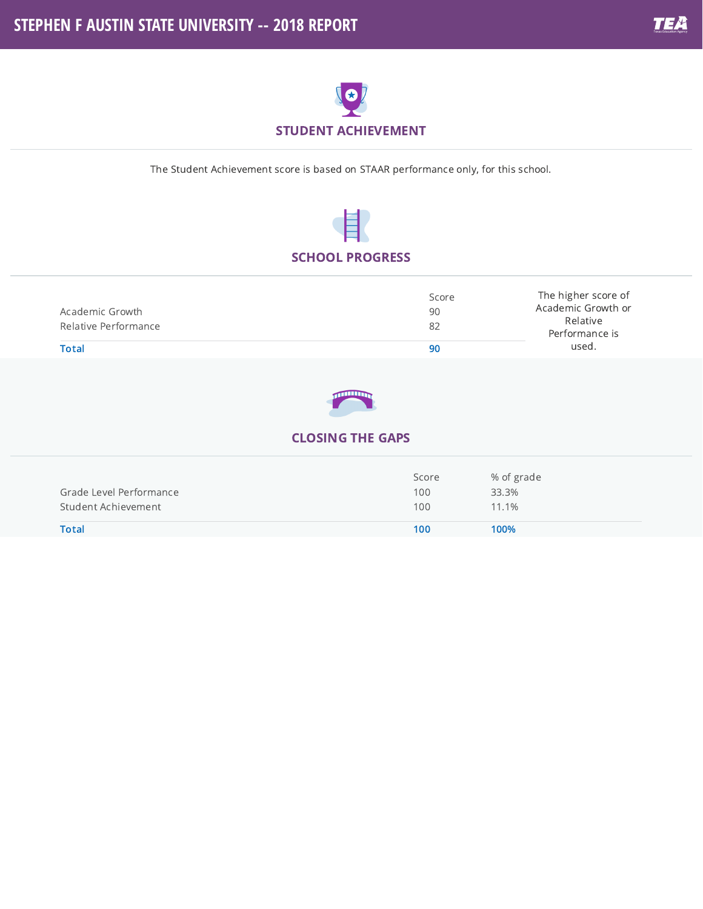# STEPHEN F AUSTIN STATE UNIVERSITY -- 2018 REPORT

## STUDENT ACHIEVEMENT

The Student Achievement score is based on STAAR performance only, for this school.

## SCHOOL PROGRESS

| | Score |
|---|---|
| Academic Growth | 90 |
| Relative Performance | 82 |
| **Total** | **90** |

The higher score of Academic Growth or Relative Performance is used.

## CLOSING THE GAPS

| | Score | % of grade |
|---|---|---|
| Grade Level Performance | 100 | 33.3% |
| Student Achievement | 100 | 11.1% |
| **Total** | **100** | **100%** |